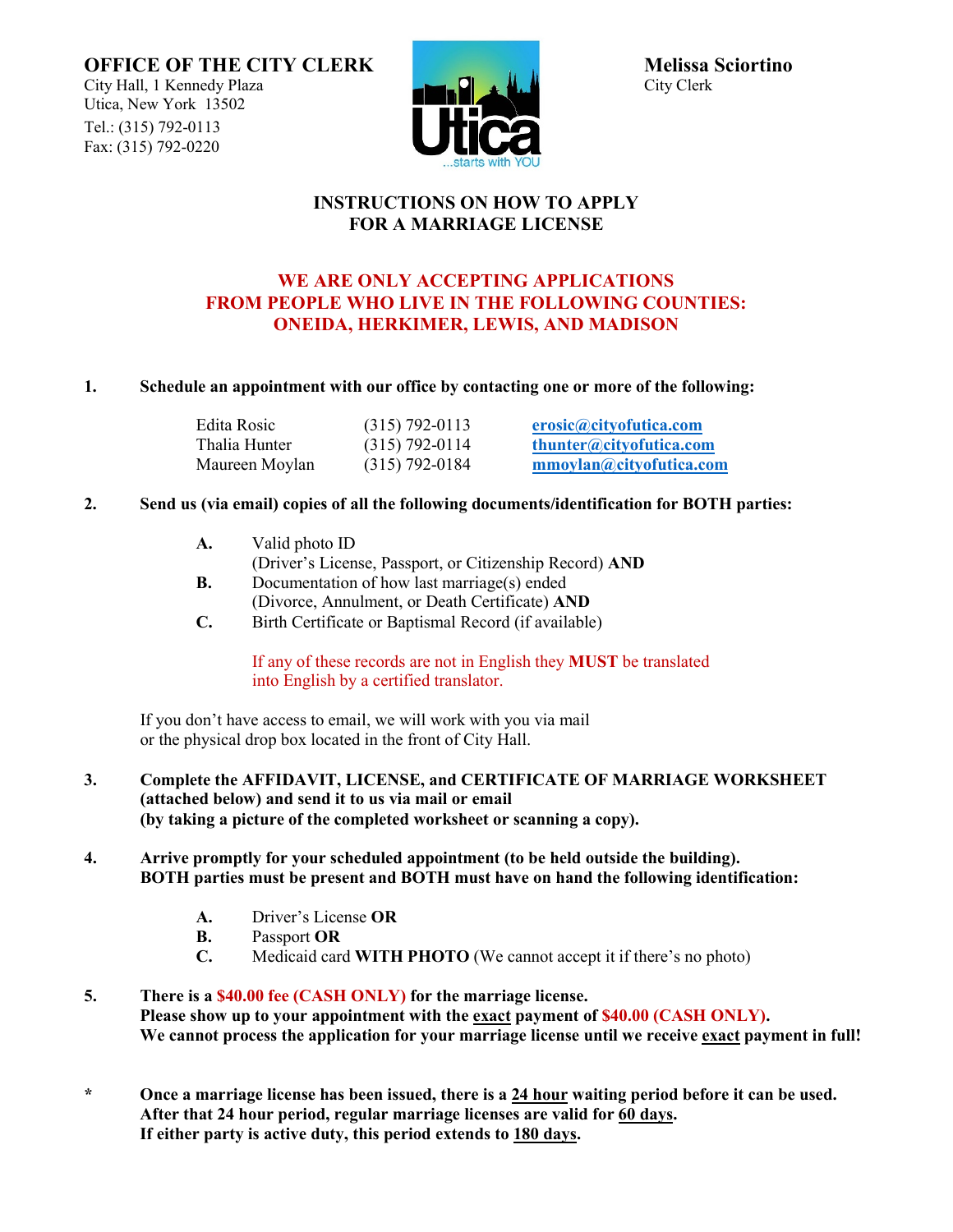**OFFICE OF THE CITY CLERK**
City Hall, 1 Kennedy Plaza
Utica, New York 13502
Tel.: (315) 792-0113
Fax: (315) 792-0220

**Melissa Sciortino**
City Clerk

# INSTRUCTIONS ON HOW TO APPLY FOR A MARRIAGE LICENSE

**WE ARE ONLY ACCEPTING APPLICATIONS FROM PEOPLE WHO LIVE IN THE FOLLOWING COUNTIES: ONEIDA, HERKIMER, LEWIS, AND MADISON**

**1. Schedule an appointment with our office by contacting one or more of the following:**

| | | |
|---|---|---|
| Edita Rosic | (315) 792-0113 | erosic@cityofutica.com |
| Thalia Hunter | (315) 792-0114 | thunter@cityofutica.com |
| Maureen Moylan | (315) 792-0184 | mmoylan@cityofutica.com |

**2. Send us (via email) copies of all the following documents/identification for BOTH parties:**

- **A.** Valid photo ID (Driver's License, Passport, or Citizenship Record) **AND**
- **B.** Documentation of how last marriage(s) ended (Divorce, Annulment, or Death Certificate) **AND**
- **C.** Birth Certificate or Baptismal Record (if available)

If any of these records are not in English they **MUST** be translated into English by a certified translator.

If you don't have access to email, we will work with you via mail or the physical drop box located in the front of City Hall.

**3. Complete the AFFIDAVIT, LICENSE, and CERTIFICATE OF MARRIAGE WORKSHEET (attached below) and send it to us via mail or email (by taking a picture of the completed worksheet or scanning a copy).**

**4. Arrive promptly for your scheduled appointment (to be held outside the building). BOTH parties must be present and BOTH must have on hand the following identification:**

- **A.** Driver's License **OR**
- **B.** Passport **OR**
- **C.** Medicaid card **WITH PHOTO** (We cannot accept it if there's no photo)

**5. There is a $40.00 fee (CASH ONLY) for the marriage license. Please show up to your appointment with the exact payment of $40.00 (CASH ONLY). We cannot process the application for your marriage license until we receive exact payment in full!**

**\* Once a marriage license has been issued, there is a 24 hour waiting period before it can be used. After that 24 hour period, regular marriage licenses are valid for 60 days. If either party is active duty, this period extends to 180 days.**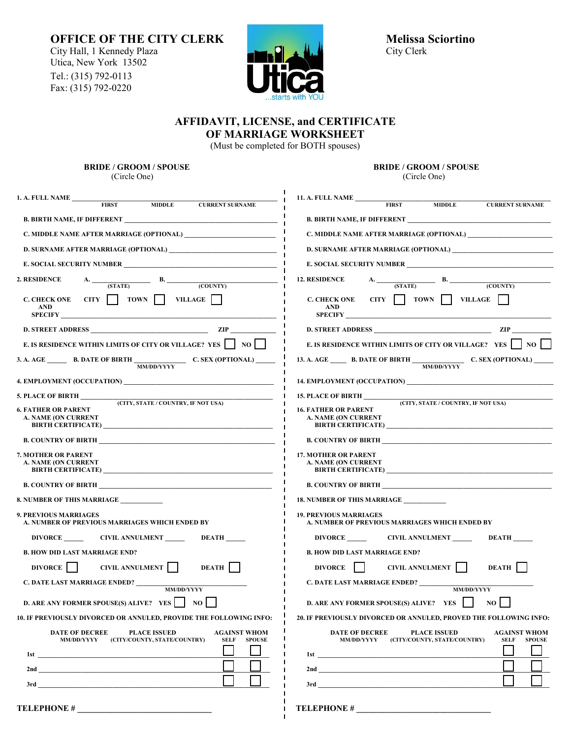**OFFICE OF THE CITY CLERK**
City Hall, 1 Kennedy Plaza
Utica, New York 13502
Tel.: (315) 792-0113
Fax: (315) 792-0220

Utica ...starts with YOU

**Melissa Sciortino**
City Clerk

## AFFIDAVIT, LICENSE, and CERTIFICATE OF MARRIAGE WORKSHEET

(Must be completed for BOTH spouses)

**BRIDE / GROOM / SPOUSE**
(Circle One)

**1. A. FULL NAME** ______________________________
FIRST MIDDLE CURRENT SURNAME

**B. BIRTH NAME, IF DIFFERENT** ______________________________

**C. MIDDLE NAME AFTER MARRIAGE (OPTIONAL)** ______________________________

**D. SURNAME AFTER MARRIAGE (OPTIONAL)** ______________________________

**E. SOCIAL SECURITY NUMBER** ______________________________

**2. RESIDENCE A.** __________ (STATE) **B.** __________ (COUNTY)

**C. CHECK ONE AND SPECIFY** CITY ☐ TOWN ☐ VILLAGE ☐ ______________________________

**D. STREET ADDRESS** ______________________________ **ZIP** __________

**E. IS RESIDENCE WITHIN LIMITS OF CITY OR VILLAGE?** YES ☐ NO ☐

**3. A. AGE** _____ **B. DATE OF BIRTH** __________ (MM/DD/YYYY) **C. SEX (OPTIONAL)** _____

**4. EMPLOYMENT (OCCUPATION)** ______________________________

**5. PLACE OF BIRTH** ______________________________
(CITY, STATE / COUNTRY, IF NOT USA)

**6. FATHER OR PARENT**
**A. NAME (ON CURRENT BIRTH CERTIFICATE)** ______________________________

**B. COUNTRY OF BIRTH** ______________________________

**7. MOTHER OR PARENT**
**A. NAME (ON CURRENT BIRTH CERTIFICATE)** ______________________________

**B. COUNTRY OF BIRTH** ______________________________

**8. NUMBER OF THIS MARRIAGE** __________

**9. PREVIOUS MARRIAGES**
**A. NUMBER OF PREVIOUS MARRIAGES WHICH ENDED BY**

**DIVORCE** _____ **CIVIL ANNULMENT** _____ **DEATH** _____

**B. HOW DID LAST MARRIAGE END?**

**DIVORCE** ☐ **CIVIL ANNULMENT** ☐ **DEATH** ☐

**C. DATE LAST MARRIAGE ENDED?** __________ (MM/DD/YYYY)

**D. ARE ANY FORMER SPOUSE(S) ALIVE?** YES ☐ NO ☐

**10. IF PREVIOUSLY DIVORCED OR ANNULED, PROVIDE THE FOLLOWING INFO:**

| | DATE OF DECREE MM/DD/YYYY | PLACE ISSUED (CITY/COUNTY, STATE/COUNTRY) | AGAINST WHOM SELF | AGAINST WHOM SPOUSE |
|---|---|---|---|---|
| 1st | | | ☐ | ☐ |
| 2nd | | | ☐ | ☐ |
| 3rd | | | ☐ | ☐ |

**TELEPHONE #** ______________________________

---

**BRIDE / GROOM / SPOUSE**
(Circle One)

**11. A. FULL NAME** ______________________________
FIRST MIDDLE CURRENT SURNAME

**B. BIRTH NAME, IF DIFFERENT** ______________________________

**C. MIDDLE NAME AFTER MARRIAGE (OPTIONAL)** ______________________________

**D. SURNAME AFTER MARRIAGE (OPTIONAL)** ______________________________

**E. SOCIAL SECURITY NUMBER** ______________________________

**12. RESIDENCE A.** __________ (STATE) **B.** __________ (COUNTY)

**C. CHECK ONE AND SPECIFY** CITY ☐ TOWN ☐ VILLAGE ☐ ______________________________

**D. STREET ADDRESS** ______________________________ **ZIP** __________

**E. IS RESIDENCE WITHIN LIMITS OF CITY OR VILLAGE?** YES ☐ NO ☐

**13. A. AGE** _____ **B. DATE OF BIRTH** __________ (MM/DD/YYYY) **C. SEX (OPTIONAL)** _____

**14. EMPLOYMENT (OCCUPATION)** ______________________________

**15. PLACE OF BIRTH** ______________________________
(CITY, STATE / COUNTRY, IF NOT USA)

**16. FATHER OR PARENT**
**A. NAME (ON CURRENT BIRTH CERTIFICATE)** ______________________________

**B. COUNTRY OF BIRTH** ______________________________

**17. MOTHER OR PARENT**
**A. NAME (ON CURRENT BIRTH CERTIFICATE)** ______________________________

**B. COUNTRY OF BIRTH** ______________________________

**18. NUMBER OF THIS MARRIAGE** __________

**19. PREVIOUS MARRIAGES**
**A. NUMBER OF PREVIOUS MARRIAGES WHICH ENDED BY**

**DIVORCE** _____ **CIVIL ANNULMENT** _____ **DEATH** _____

**B. HOW DID LAST MARRIAGE END?**

**DIVORCE** ☐ **CIVIL ANNULMENT** ☐ **DEATH** ☐

**C. DATE LAST MARRIAGE ENDED?** __________ (MM/DD/YYYY)

**D. ARE ANY FORMER SPOUSE(S) ALIVE?** YES ☐ NO ☐

**20. IF PREVIOUSLY DIVORCED OR ANNULED, PROVED THE FOLLOWING INFO:**

| | DATE OF DECREE MM/DD/YYYY | PLACE ISSUED (CITY/COUNTY, STATE/COUNTRY) | AGAINST WHOM SELF | AGAINST WHOM SPOUSE |
|---|---|---|---|---|
| 1st | | | ☐ | ☐ |
| 2nd | | | ☐ | ☐ |
| 3rd | | | ☐ | ☐ |

**TELEPHONE #** ______________________________